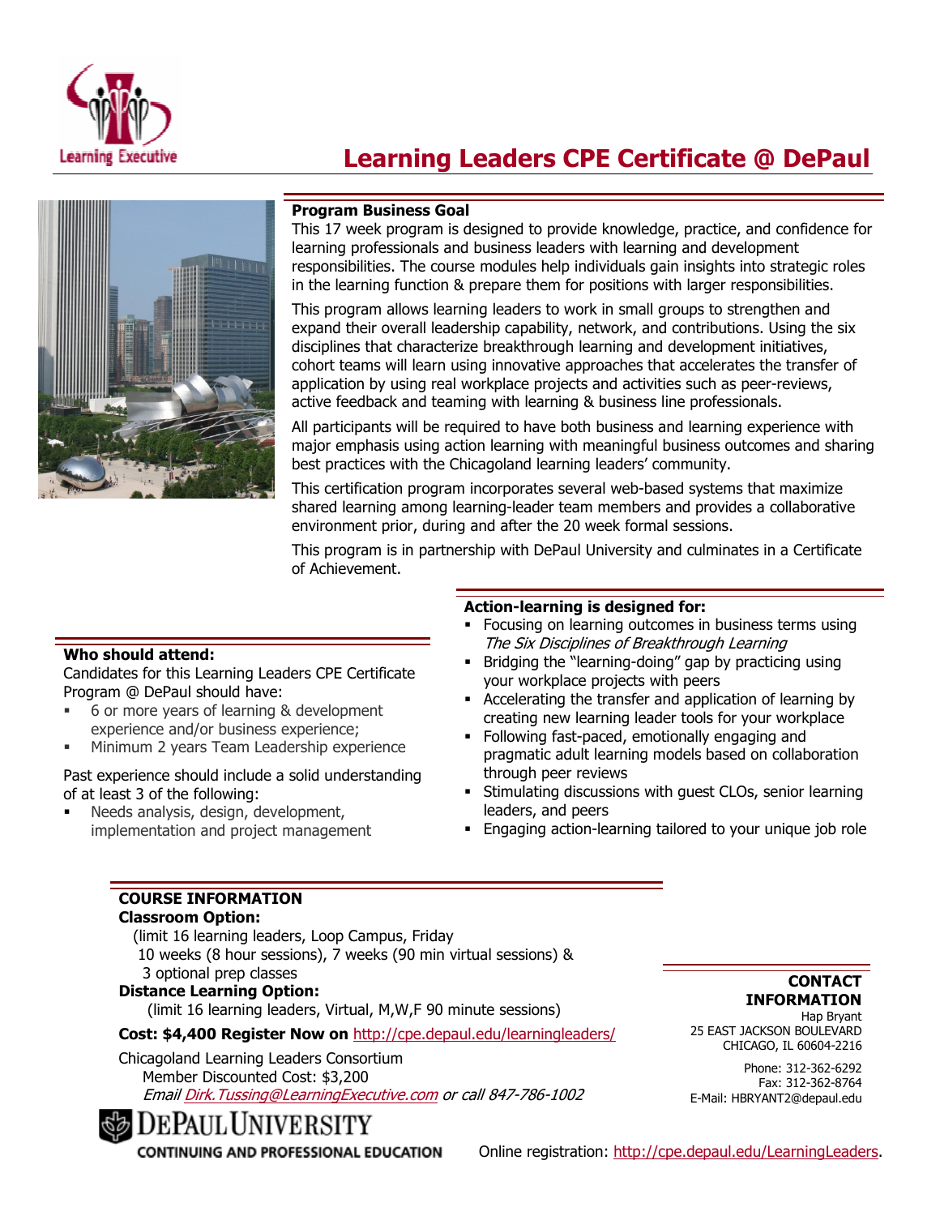Learning Executive

# Learning Leaders CPE Certificate @ DePaul

**Program Business Goal**

This 17 week program is designed to provide knowledge, practice, and confidence for learning professionals and business leaders with learning and development responsibilities. The course modules help individuals gain insights into strategic roles in the learning function & prepare them for positions with larger responsibilities.

This program allows learning leaders to work in small groups to strengthen and expand their overall leadership capability, network, and contributions. Using the six disciplines that characterize breakthrough learning and development initiatives, cohort teams will learn using innovative approaches that accelerates the transfer of application by using real workplace projects and activities such as peer-reviews, active feedback and teaming with learning & business line professionals.

All participants will be required to have both business and learning experience with major emphasis using action learning with meaningful business outcomes and sharing best practices with the Chicagoland learning leaders' community.

This certification program incorporates several web-based systems that maximize shared learning among learning-leader team members and provides a collaborative environment prior, during and after the 20 week formal sessions.

This program is in partnership with DePaul University and culminates in a Certificate of Achievement.

**Who should attend:**

Candidates for this Learning Leaders CPE Certificate Program @ DePaul should have:

- 6 or more years of learning & development experience and/or business experience;
- Minimum 2 years Team Leadership experience

Past experience should include a solid understanding of at least 3 of the following:

- Needs analysis, design, development, implementation and project management

**Action-learning is designed for:**

- Focusing on learning outcomes in business terms using *The Six Disciplines of Breakthrough Learning*
- Bridging the "learning-doing" gap by practicing using your workplace projects with peers
- Accelerating the transfer and application of learning by creating new learning leader tools for your workplace
- Following fast-paced, emotionally engaging and pragmatic adult learning models based on collaboration through peer reviews
- Stimulating discussions with guest CLOs, senior learning leaders, and peers
- Engaging action-learning tailored to your unique job role

**COURSE INFORMATION**

**Classroom Option:**

(limit 16 learning leaders, Loop Campus, Friday
10 weeks (8 hour sessions), 7 weeks (90 min virtual sessions) &
3 optional prep classes

**Distance Learning Option:**

(limit 16 learning leaders, Virtual, M,W,F 90 minute sessions)

**Cost: $4,400 Register Now on** http://cpe.depaul.edu/learningleaders/

Chicagoland Learning Leaders Consortium
Member Discounted Cost: $3,200
*Email Dirk.Tussing@LearningExecutive.com or call 847-786-1002*

**CONTACT INFORMATION**

Hap Bryant
25 EAST JACKSON BOULEVARD
CHICAGO, IL 60604-2216

Phone: 312-362-6292
Fax: 312-362-8764
E-Mail: HBRYANT2@depaul.edu

DEPAUL UNIVERSITY
CONTINUING AND PROFESSIONAL EDUCATION

Online registration: http://cpe.depaul.edu/LearningLeaders.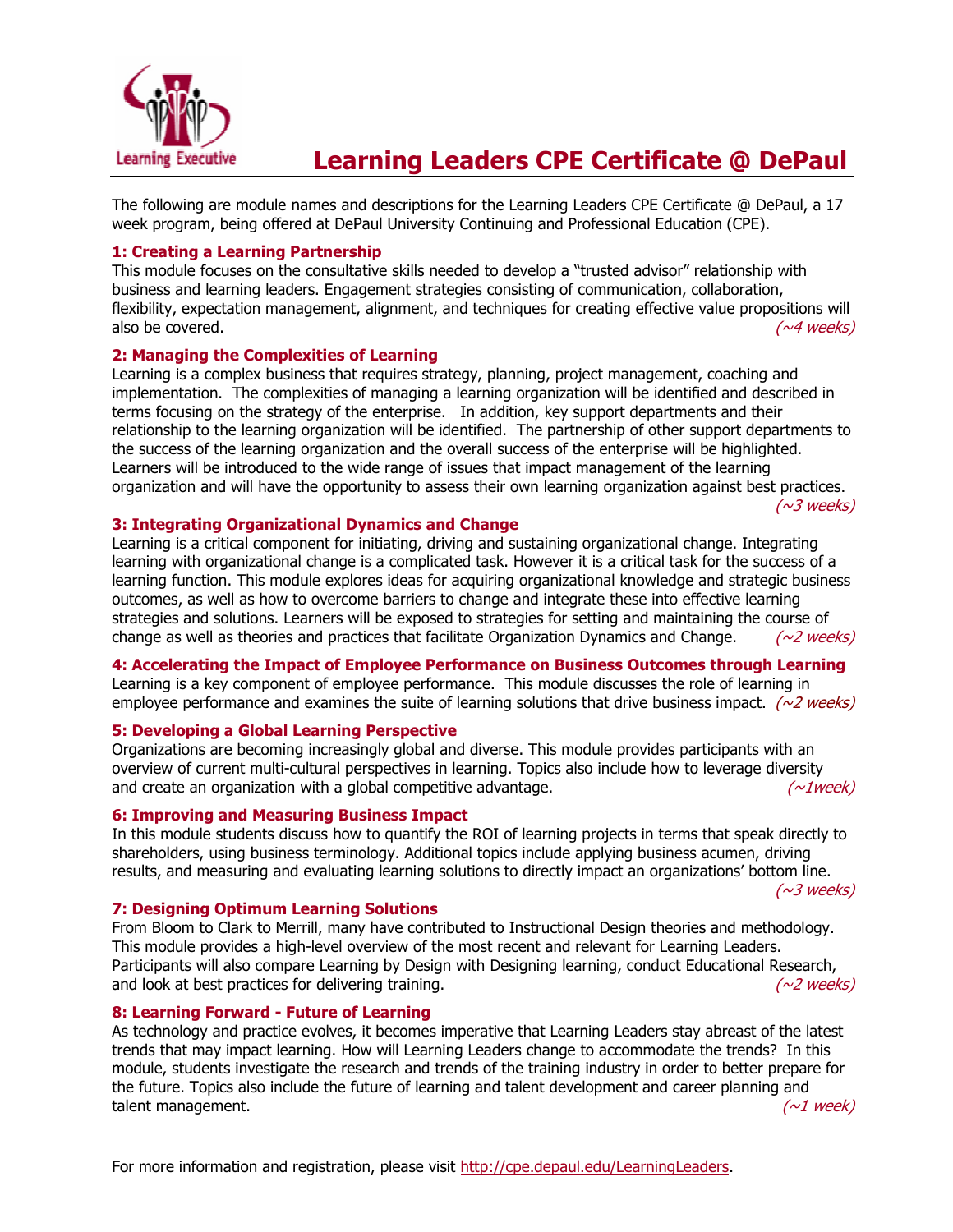Learning Executive

# Learning Leaders CPE Certificate @ DePaul

The following are module names and descriptions for the Learning Leaders CPE Certificate @ DePaul, a 17 week program, being offered at DePaul University Continuing and Professional Education (CPE).

### 1: Creating a Learning Partnership

This module focuses on the consultative skills needed to develop a "trusted advisor" relationship with business and learning leaders. Engagement strategies consisting of communication, collaboration, flexibility, expectation management, alignment, and techniques for creating effective value propositions will also be covered. *(~4 weeks)*

### 2: Managing the Complexities of Learning

Learning is a complex business that requires strategy, planning, project management, coaching and implementation. The complexities of managing a learning organization will be identified and described in terms focusing on the strategy of the enterprise. In addition, key support departments and their relationship to the learning organization will be identified. The partnership of other support departments to the success of the learning organization and the overall success of the enterprise will be highlighted. Learners will be introduced to the wide range of issues that impact management of the learning organization and will have the opportunity to assess their own learning organization against best practices. *(~3 weeks)*

### 3: Integrating Organizational Dynamics and Change

Learning is a critical component for initiating, driving and sustaining organizational change. Integrating learning with organizational change is a complicated task. However it is a critical task for the success of a learning function. This module explores ideas for acquiring organizational knowledge and strategic business outcomes, as well as how to overcome barriers to change and integrate these into effective learning strategies and solutions. Learners will be exposed to strategies for setting and maintaining the course of change as well as theories and practices that facilitate Organization Dynamics and Change. *(~2 weeks)*

### 4: Accelerating the Impact of Employee Performance on Business Outcomes through Learning

Learning is a key component of employee performance. This module discusses the role of learning in employee performance and examines the suite of learning solutions that drive business impact. *(~2 weeks)*

### 5: Developing a Global Learning Perspective

Organizations are becoming increasingly global and diverse. This module provides participants with an overview of current multi-cultural perspectives in learning. Topics also include how to leverage diversity and create an organization with a global competitive advantage. *(~1week)*

### 6: Improving and Measuring Business Impact

In this module students discuss how to quantify the ROI of learning projects in terms that speak directly to shareholders, using business terminology. Additional topics include applying business acumen, driving results, and measuring and evaluating learning solutions to directly impact an organizations' bottom line. *(~3 weeks)*

### 7: Designing Optimum Learning Solutions

From Bloom to Clark to Merrill, many have contributed to Instructional Design theories and methodology. This module provides a high-level overview of the most recent and relevant for Learning Leaders. Participants will also compare Learning by Design with Designing learning, conduct Educational Research, and look at best practices for delivering training. *(~2 weeks)*

### 8: Learning Forward - Future of Learning

As technology and practice evolves, it becomes imperative that Learning Leaders stay abreast of the latest trends that may impact learning. How will Learning Leaders change to accommodate the trends? In this module, students investigate the research and trends of the training industry in order to better prepare for the future. Topics also include the future of learning and talent development and career planning and talent management. *(~1 week)*

For more information and registration, please visit http://cpe.depaul.edu/LearningLeaders.